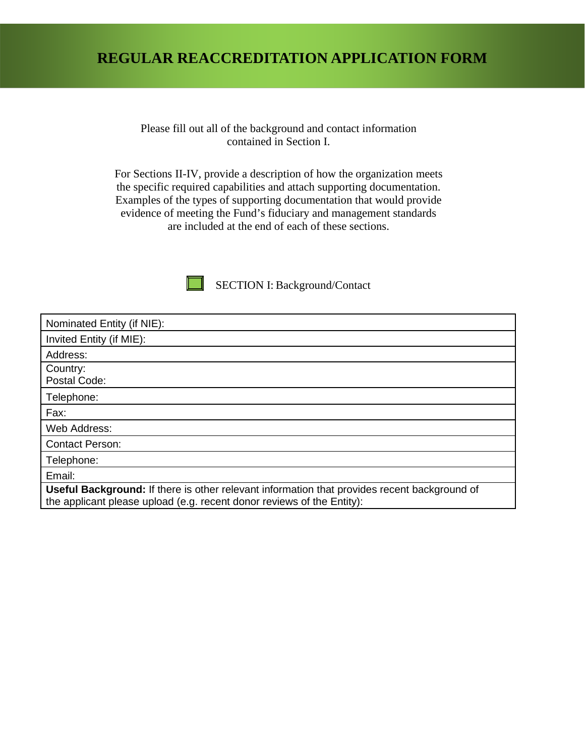# REGULAR REACCREDITATION APPLICATION FORM

Please fill out all of the background and contact information contained in Section I.

For Sections II-IV, provide a description of how the organization meets the specific required capabilities and attach supporting documentation. Examples of the types of supporting documentation that would provide evidence of meeting the Fund's fiduciary and management standards are included at the end of each of these sections.

## SECTION I: Background/Contact

| Nominated Entity (if NIE): |
|---|
| Invited Entity (if MIE): |
| Address: |
| Country:<br>Postal Code: |
| Telephone: |
| Fax: |
| Web Address: |
| Contact Person: |
| Telephone: |
| Email: |
| **Useful Background:** If there is other relevant information that provides recent background of the applicant please upload (e.g. recent donor reviews of the Entity): |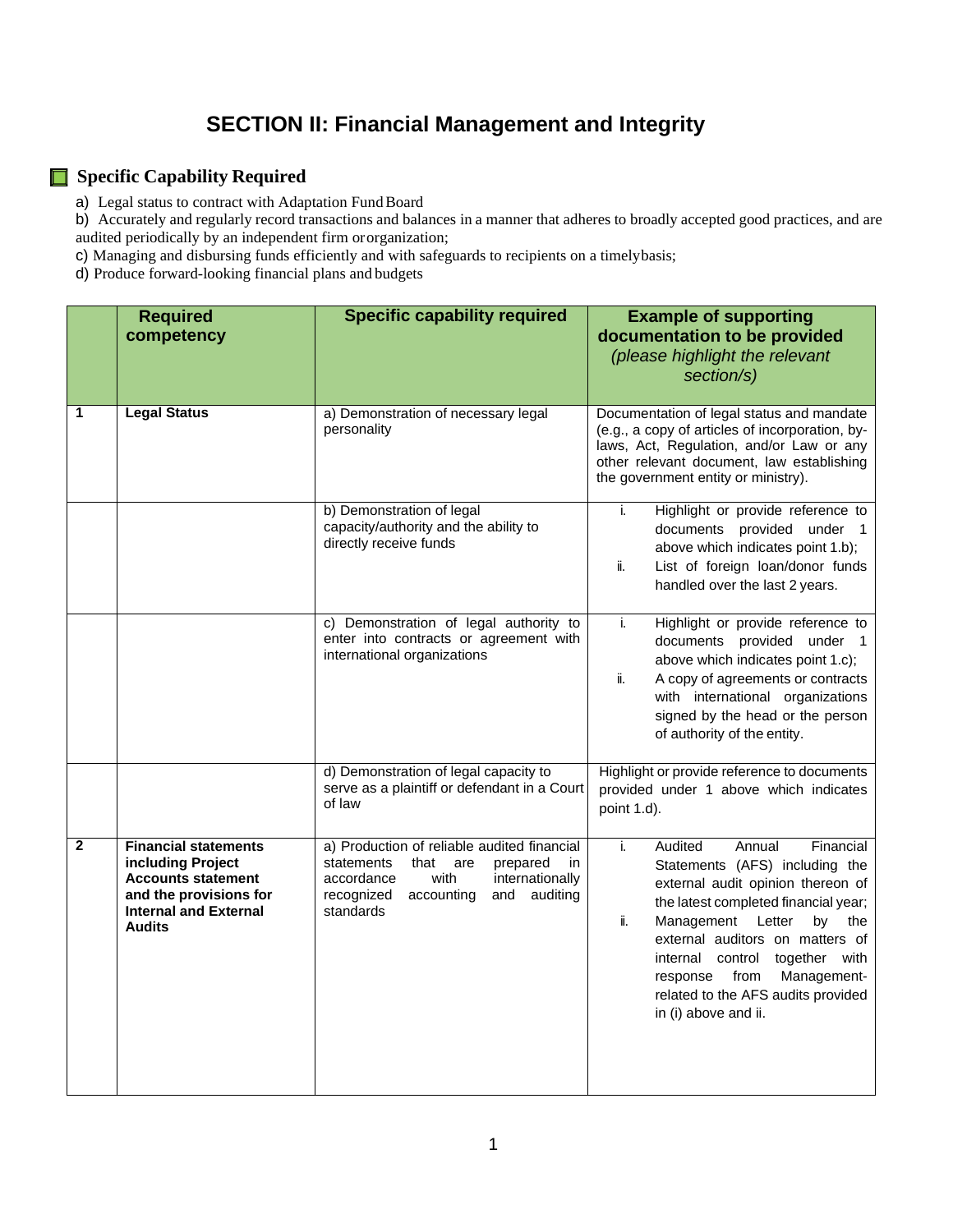# SECTION II: Financial Management and Integrity

## Specific Capability Required

a) Legal status to contract with Adaptation Fund Board

b) Accurately and regularly record transactions and balances in a manner that adheres to broadly accepted good practices, and are audited periodically by an independent firm or organization;

c) Managing and disbursing funds efficiently and with safeguards to recipients on a timely basis;

d) Produce forward-looking financial plans and budgets

| | Required competency | Specific capability required | Example of supporting documentation to be provided *(please highlight the relevant section/s)* |
|---|---|---|---|
| **1** | **Legal Status** | a) Demonstration of necessary legal personality | Documentation of legal status and mandate (e.g., a copy of articles of incorporation, by-laws, Act, Regulation, and/or Law or any other relevant document, law establishing the government entity or ministry). |
| | | b) Demonstration of legal capacity/authority and the ability to directly receive funds | i. Highlight or provide reference to documents provided under 1 above which indicates point 1.b); ii. List of foreign loan/donor funds handled over the last 2 years. |
| | | c) Demonstration of legal authority to enter into contracts or agreement with international organizations | i. Highlight or provide reference to documents provided under 1 above which indicates point 1.c); ii. A copy of agreements or contracts with international organizations signed by the head or the person of authority of the entity. |
| | | d) Demonstration of legal capacity to serve as a plaintiff or defendant in a Court of law | Highlight or provide reference to documents provided under 1 above which indicates point 1.d). |
| **2** | **Financial statements including Project Accounts statement and the provisions for Internal and External Audits** | a) Production of reliable audited financial statements that are prepared in accordance with internationally recognized accounting and auditing standards | i. Audited Annual Financial Statements (AFS) including the external audit opinion thereon of the latest completed financial year; ii. Management Letter by the external auditors on matters of internal control together with response from Management-related to the AFS audits provided in (i) above and ii. |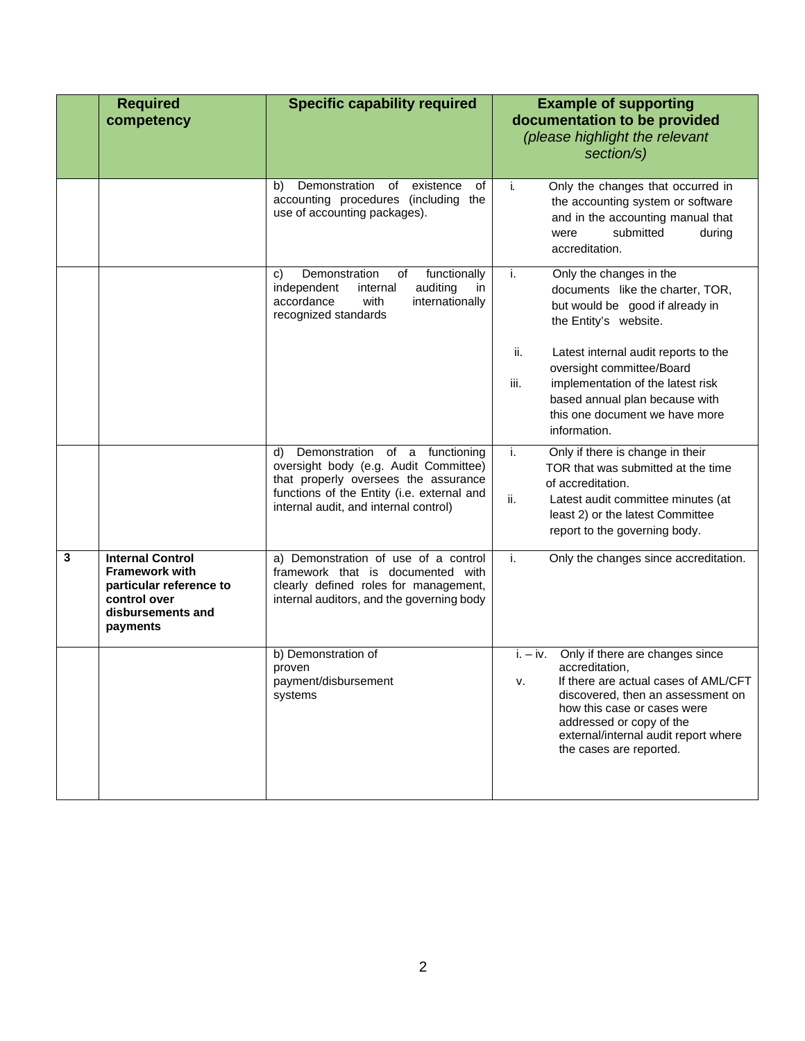|  | Required competency | Specific capability required | Example of supporting documentation to be provided *(please highlight the relevant section/s)* |
|---|---|---|---|
|  |  | b) Demonstration of existence of accounting procedures (including the use of accounting packages). | i. Only the changes that occurred in the accounting system or software and in the accounting manual that were submitted during accreditation. |
|  |  | c) Demonstration of functionally independent internal auditing in accordance with internationally recognized standards | i. Only the changes in the documents like the charter, TOR, but would be good if already in the Entity's website.<br><br>ii. Latest internal audit reports to the oversight committee/Board<br>iii. implementation of the latest risk based annual plan because with this one document we have more information. |
|  |  | d) Demonstration of a functioning oversight body (e.g. Audit Committee) that properly oversees the assurance functions of the Entity (i.e. external and internal audit, and internal control) | i. Only if there is change in their TOR that was submitted at the time of accreditation.<br>ii. Latest audit committee minutes (at least 2) or the latest Committee report to the governing body. |
| 3 | **Internal Control Framework with particular reference to control over disbursements and payments** | a) Demonstration of use of a control framework that is documented with clearly defined roles for management, internal auditors, and the governing body | i. Only the changes since accreditation. |
|  |  | b) Demonstration of proven payment/disbursement systems | i. – iv. Only if there are changes since accreditation,<br>v. If there are actual cases of AML/CFT discovered, then an assessment on how this case or cases were addressed or copy of the external/internal audit report where the cases are reported. |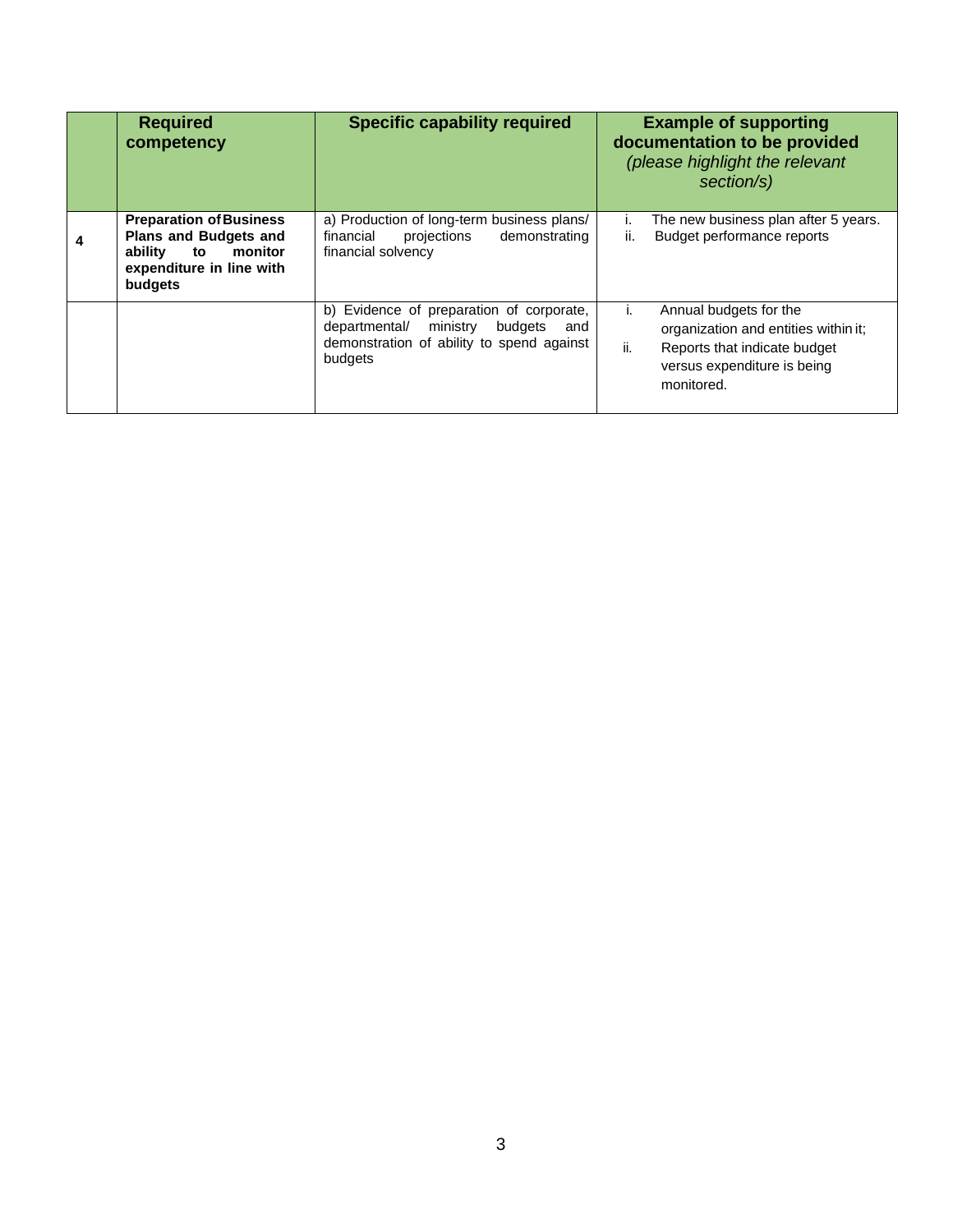| | Required competency | Specific capability required | Example of supporting documentation to be provided *(please highlight the relevant section/s)* |
|---|---|---|---|
| 4 | **Preparation of Business Plans and Budgets and ability to monitor expenditure in line with budgets** | a) Production of long-term business plans/ financial projections demonstrating financial solvency | i. The new business plan after 5 years.<br>ii. Budget performance reports |
| | | b) Evidence of preparation of corporate, departmental/ ministry budgets and demonstration of ability to spend against budgets | i. Annual budgets for the organization and entities within it;<br>ii. Reports that indicate budget versus expenditure is being monitored. |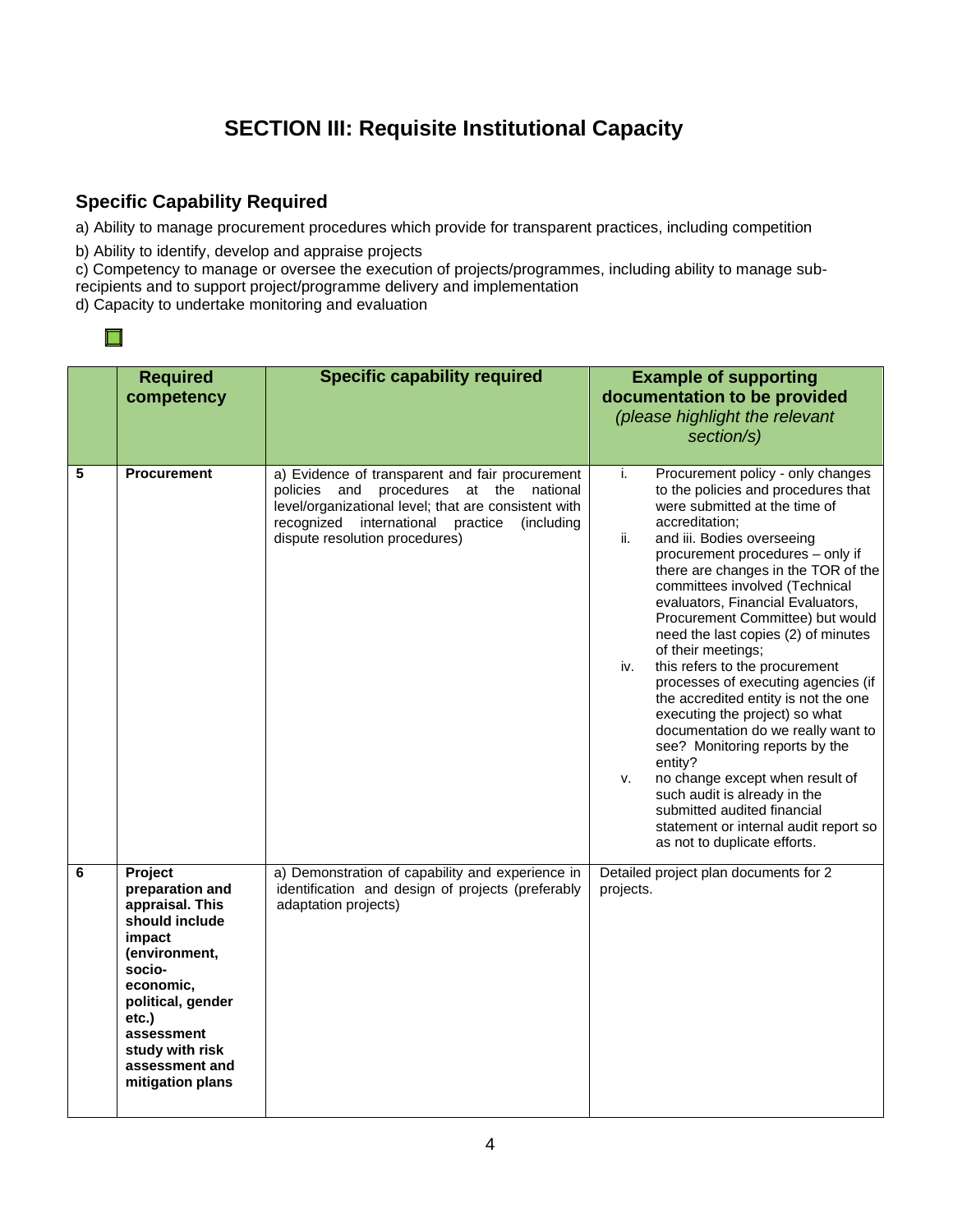## SECTION III: Requisite Institutional Capacity

### Specific Capability Required

a) Ability to manage procurement procedures which provide for transparent practices, including competition

b) Ability to identify, develop and appraise projects

c) Competency to manage or oversee the execution of projects/programmes, including ability to manage sub-recipients and to support project/programme delivery and implementation

d) Capacity to undertake monitoring and evaluation

| | Required competency | Specific capability required | Example of supporting documentation to be provided *(please highlight the relevant section/s)* |
|---|---|---|---|
| 5 | **Procurement** | a) Evidence of transparent and fair procurement policies and procedures at the national level/organizational level; that are consistent with recognized international practice (including dispute resolution procedures) | i. Procurement policy - only changes to the policies and procedures that were submitted at the time of accreditation;<br>ii. and iii. Bodies overseeing procurement procedures – only if there are changes in the TOR of the committees involved (Technical evaluators, Financial Evaluators, Procurement Committee) but would need the last copies (2) of minutes of their meetings;<br>iv. this refers to the procurement processes of executing agencies (if the accredited entity is not the one executing the project) so what documentation do we really want to see? Monitoring reports by the entity?<br>v. no change except when result of such audit is already in the submitted audited financial statement or internal audit report so as not to duplicate efforts. |
| 6 | **Project preparation and appraisal. This should include impact (environment, socio-economic, political, gender etc.) assessment study with risk assessment and mitigation plans** | a) Demonstration of capability and experience in identification and design of projects (preferably adaptation projects) | Detailed project plan documents for 2 projects. |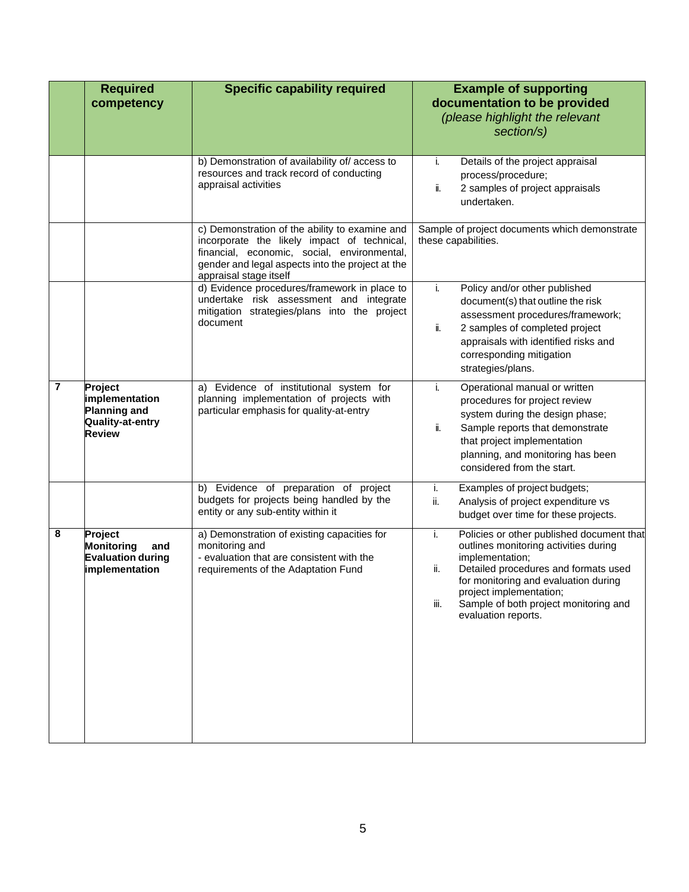| | Required competency | Specific capability required | Example of supporting documentation to be provided *(please highlight the relevant section/s)* |
|---|---|---|---|
| | | b) Demonstration of availability of/ access to resources and track record of conducting appraisal activities | i. Details of the project appraisal process/procedure;<br>ii. 2 samples of project appraisals undertaken. |
| | | c) Demonstration of the ability to examine and incorporate the likely impact of technical, financial, economic, social, environmental, gender and legal aspects into the project at the appraisal stage itself | Sample of project documents which demonstrate these capabilities. |
| | | d) Evidence procedures/framework in place to undertake risk assessment and integrate mitigation strategies/plans into the project document | i. Policy and/or other published document(s) that outline the risk assessment procedures/framework;<br>ii. 2 samples of completed project appraisals with identified risks and corresponding mitigation strategies/plans. |
| **7** | **Project implementation Planning and Quality-at-entry Review** | a) Evidence of institutional system for planning implementation of projects with particular emphasis for quality-at-entry | i. Operational manual or written procedures for project review system during the design phase;<br>ii. Sample reports that demonstrate that project implementation planning, and monitoring has been considered from the start. |
| | | b) Evidence of preparation of project budgets for projects being handled by the entity or any sub-entity within it | i. Examples of project budgets;<br>ii. Analysis of project expenditure vs budget over time for these projects. |
| **8** | **Project Monitoring and Evaluation during implementation** | a) Demonstration of existing capacities for monitoring and<br>- evaluation that are consistent with the requirements of the Adaptation Fund | i. Policies or other published document that outlines monitoring activities during implementation;<br>ii. Detailed procedures and formats used for monitoring and evaluation during project implementation;<br>iii. Sample of both project monitoring and evaluation reports. |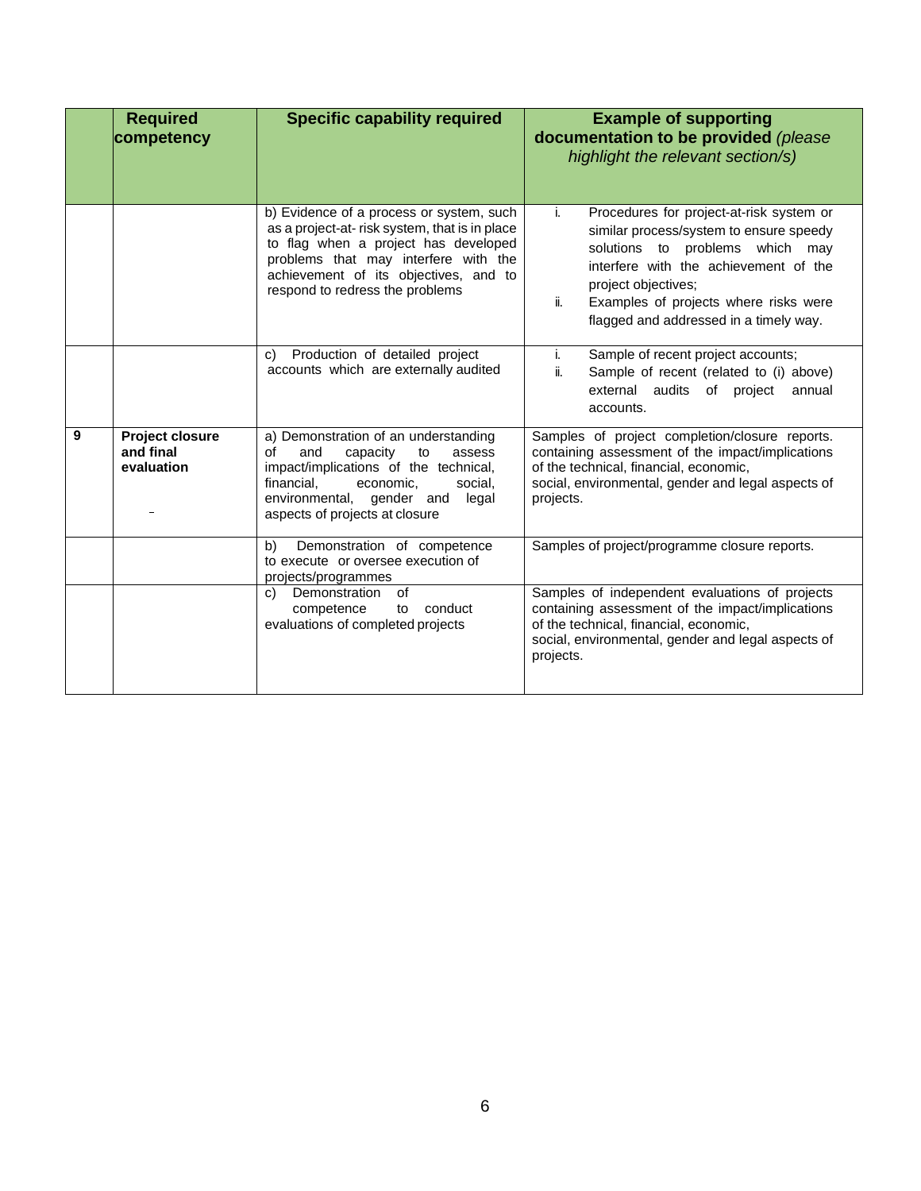| | Required competency | Specific capability required | Example of supporting documentation to be provided *(please highlight the relevant section/s)* |
|---|---|---|---|
| | | b) Evidence of a process or system, such as a project-at- risk system, that is in place to flag when a project has developed problems that may interfere with the achievement of its objectives, and to respond to redress the problems | i. Procedures for project-at-risk system or similar process/system to ensure speedy solutions to problems which may interfere with the achievement of the project objectives;<br>ii. Examples of projects where risks were flagged and addressed in a timely way. |
| | | c) Production of detailed project accounts which are externally audited | i. Sample of recent project accounts;<br>ii. Sample of recent (related to (i) above) external audits of project annual accounts. |
| 9 | **Project closure and final evaluation**<br>- | a) Demonstration of an understanding of and capacity to assess impact/implications of the technical, financial, economic, social, environmental, gender and legal aspects of projects at closure | Samples of project completion/closure reports. containing assessment of the impact/implications of the technical, financial, economic, social, environmental, gender and legal aspects of projects. |
| | | b) Demonstration of competence to execute or oversee execution of projects/programmes | Samples of project/programme closure reports. |
| | | c) Demonstration of competence to conduct evaluations of completed projects | Samples of independent evaluations of projects containing assessment of the impact/implications of the technical, financial, economic, social, environmental, gender and legal aspects of projects. |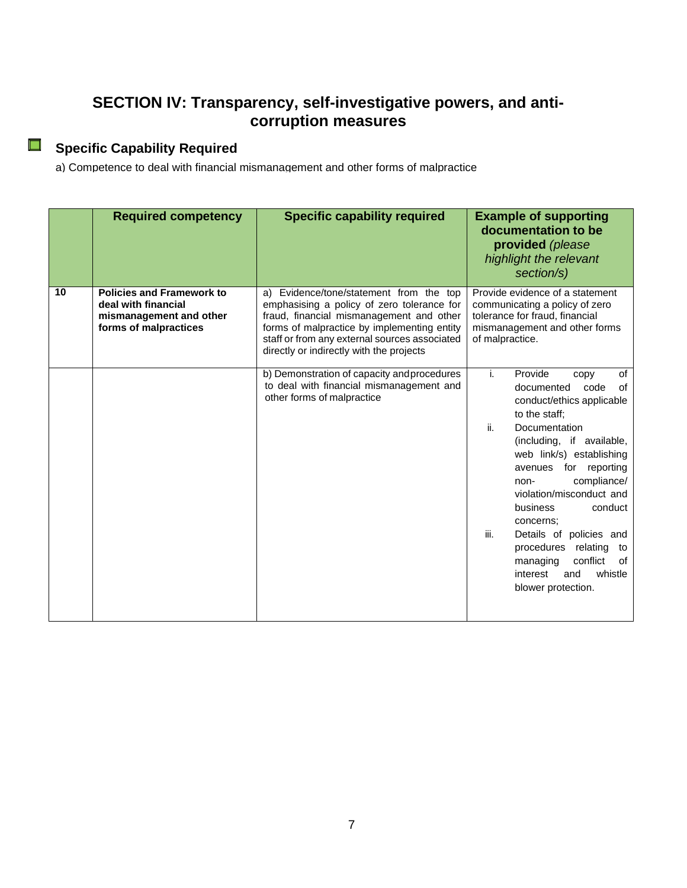## SECTION IV: Transparency, self-investigative powers, and anti-corruption measures

### Specific Capability Required

a) Competence to deal with financial mismanagement and other forms of malpractice

| | Required competency | Specific capability required | Example of supporting documentation to be provided *(please highlight the relevant section/s)* |
|---|---|---|---|
| **10** | **Policies and Framework to deal with financial mismanagement and other forms of malpractices** | a) Evidence/tone/statement from the top emphasising a policy of zero tolerance for fraud, financial mismanagement and other forms of malpractice by implementing entity staff or from any external sources associated directly or indirectly with the projects | Provide evidence of a statement communicating a policy of zero tolerance for fraud, financial mismanagement and other forms of malpractice. |
| | | b) Demonstration of capacity and procedures to deal with financial mismanagement and other forms of malpractice | i. Provide copy of documented code of conduct/ethics applicable to the staff;<br>ii. Documentation (including, if available, web link/s) establishing avenues for reporting non- compliance/ violation/misconduct and business conduct concerns;<br>iii. Details of policies and procedures relating to managing conflict of interest and whistle blower protection. |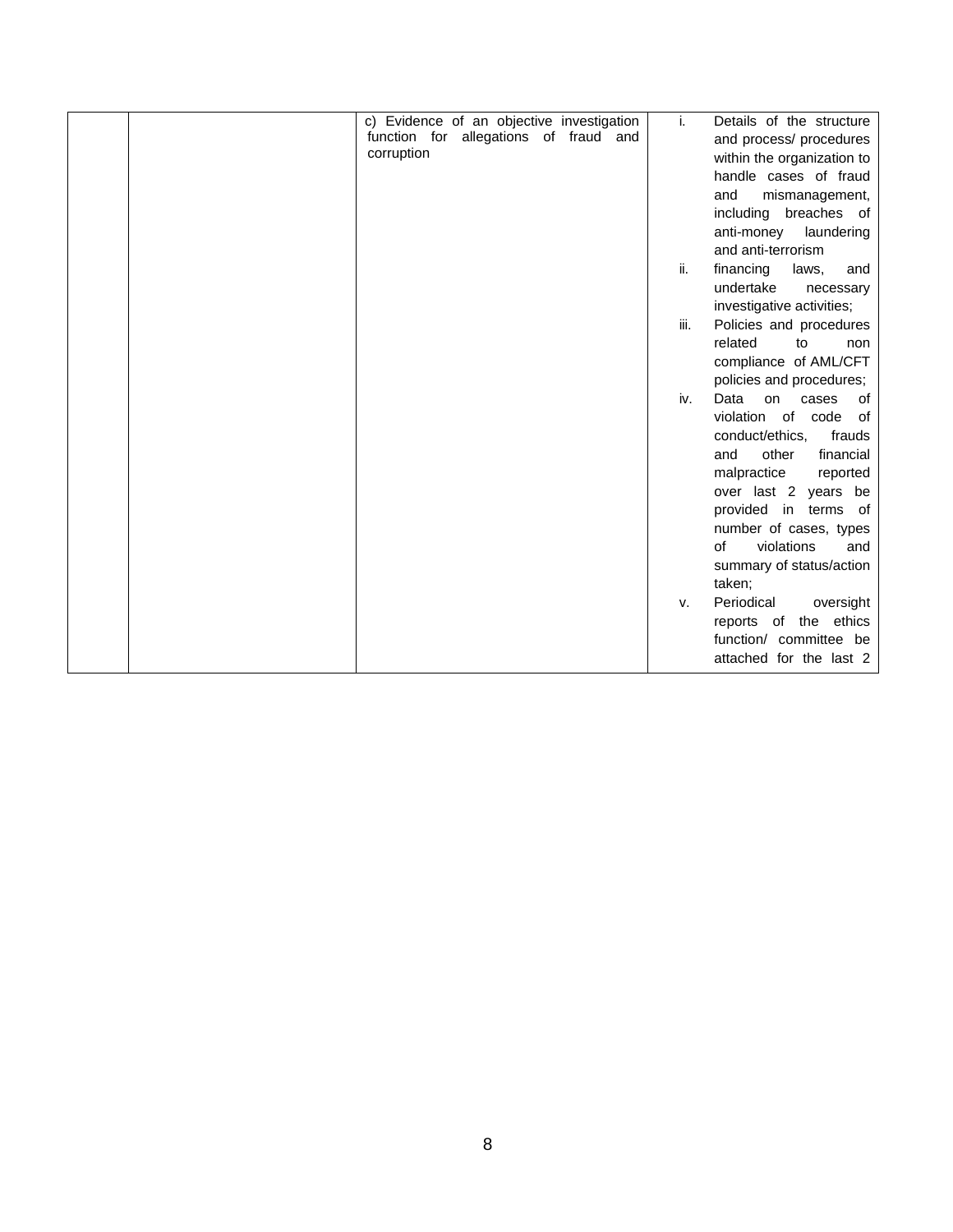|  |  | c) Evidence of an objective investigation function for allegations of fraud and corruption | i. Details of the structure and process/ procedures within the organization to handle cases of fraud and mismanagement, including breaches of anti-money laundering and anti-terrorism<br>ii. financing laws, and undertake necessary investigative activities;<br>iii. Policies and procedures related to non compliance of AML/CFT policies and procedures;<br>iv. Data on cases of violation of code of conduct/ethics, frauds and other financial malpractice reported over last 2 years be provided in terms of number of cases, types of violations and summary of status/action taken;<br>v. Periodical oversight reports of the ethics function/ committee be attached for the last 2 |
|---|---|---|---|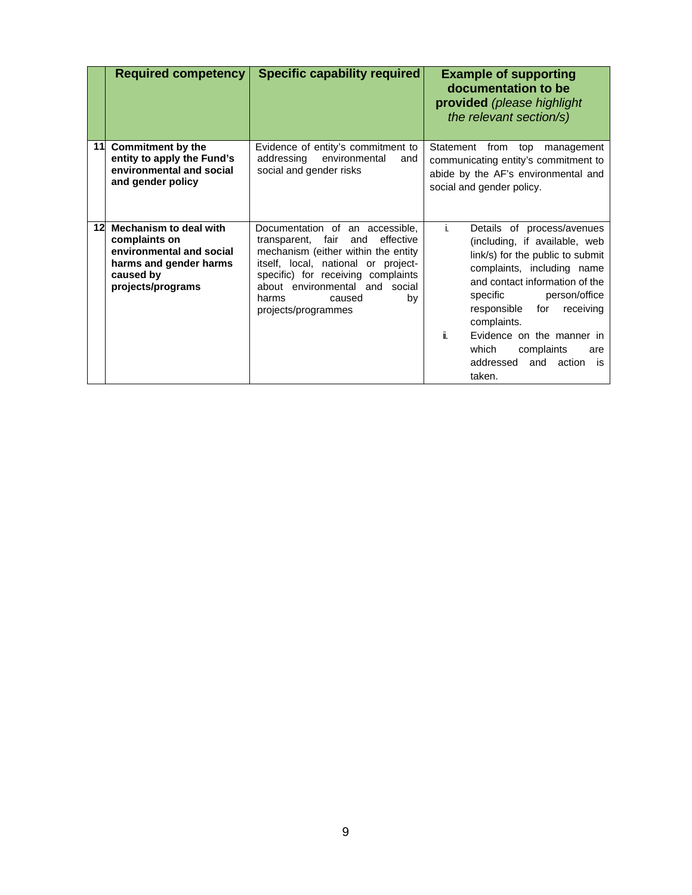| | Required competency | Specific capability required | Example of supporting documentation to be provided *(please highlight the relevant section/s)* |
|---|---|---|---|
| 11 | **Commitment by the entity to apply the Fund's environmental and social and gender policy** | Evidence of entity's commitment to addressing environmental and social and gender risks | Statement from top management communicating entity's commitment to abide by the AF's environmental and social and gender policy. |
| 12 | **Mechanism to deal with complaints on environmental and social harms and gender harms caused by projects/programs** | Documentation of an accessible, transparent, fair and effective mechanism (either within the entity itself, local, national or project-specific) for receiving complaints about environmental and social harms caused by projects/programmes | i. Details of process/avenues (including, if available, web link/s) for the public to submit complaints, including name and contact information of the specific person/office responsible for receiving complaints.<br>ii. Evidence on the manner in which complaints are addressed and action is taken. |